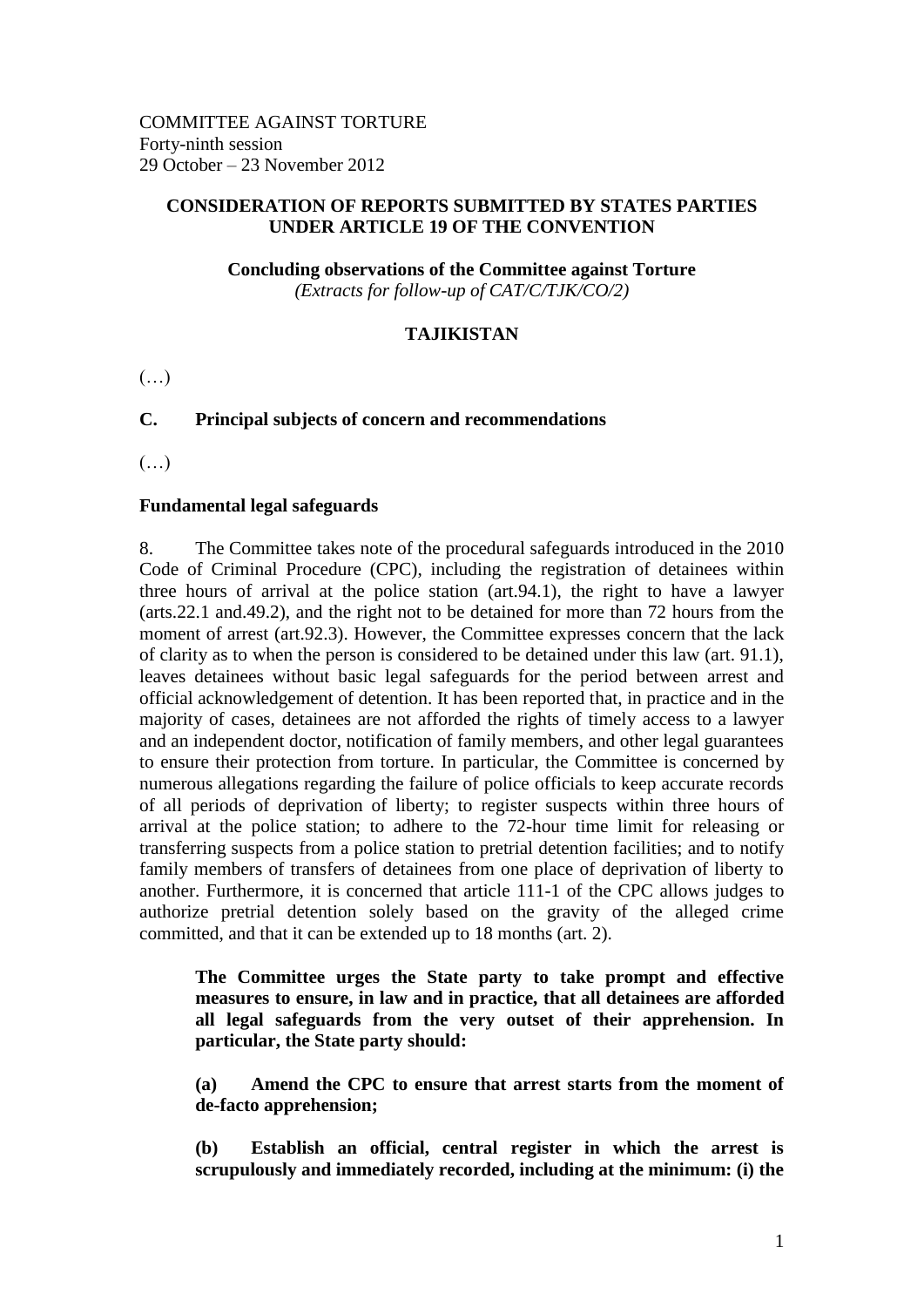COMMITTEE AGAINST TORTURE
Forty-ninth session
29 October – 23 November 2012

**CONSIDERATION OF REPORTS SUBMITTED BY STATES PARTIES UNDER ARTICLE 19 OF THE CONVENTION**

**Concluding observations of the Committee against Torture**
*(Extracts for follow-up of CAT/C/TJK/CO/2)*

**TAJIKISTAN**

(…)

## C. Principal subjects of concern and recommendations

(…)

### Fundamental legal safeguards

8. The Committee takes note of the procedural safeguards introduced in the 2010 Code of Criminal Procedure (CPC), including the registration of detainees within three hours of arrival at the police station (art.94.1), the right to have a lawyer (arts.22.1 and.49.2), and the right not to be detained for more than 72 hours from the moment of arrest (art.92.3). However, the Committee expresses concern that the lack of clarity as to when the person is considered to be detained under this law (art. 91.1), leaves detainees without basic legal safeguards for the period between arrest and official acknowledgement of detention. It has been reported that, in practice and in the majority of cases, detainees are not afforded the rights of timely access to a lawyer and an independent doctor, notification of family members, and other legal guarantees to ensure their protection from torture. In particular, the Committee is concerned by numerous allegations regarding the failure of police officials to keep accurate records of all periods of deprivation of liberty; to register suspects within three hours of arrival at the police station; to adhere to the 72-hour time limit for releasing or transferring suspects from a police station to pretrial detention facilities; and to notify family members of transfers of detainees from one place of deprivation of liberty to another. Furthermore, it is concerned that article 111-1 of the CPC allows judges to authorize pretrial detention solely based on the gravity of the alleged crime committed, and that it can be extended up to 18 months (art. 2).

**The Committee urges the State party to take prompt and effective measures to ensure, in law and in practice, that all detainees are afforded all legal safeguards from the very outset of their apprehension. In particular, the State party should:**

**(a) Amend the CPC to ensure that arrest starts from the moment of de-facto apprehension;**

**(b) Establish an official, central register in which the arrest is scrupulously and immediately recorded, including at the minimum: (i) the**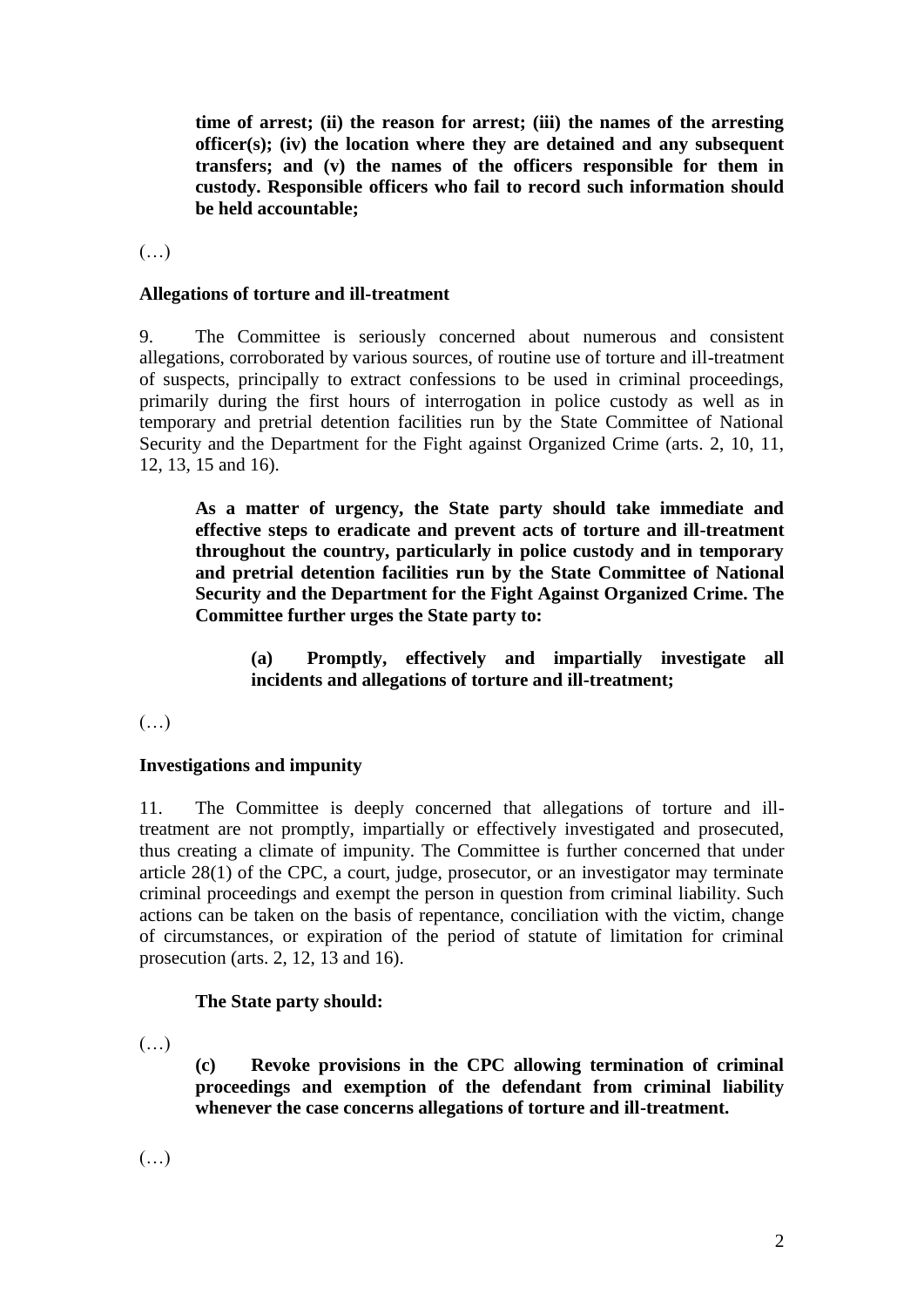**time of arrest; (ii) the reason for arrest; (iii) the names of the arresting officer(s); (iv) the location where they are detained and any subsequent transfers; and (v) the names of the officers responsible for them in custody. Responsible officers who fail to record such information should be held accountable;**

(…)

**Allegations of torture and ill-treatment**

9. The Committee is seriously concerned about numerous and consistent allegations, corroborated by various sources, of routine use of torture and ill-treatment of suspects, principally to extract confessions to be used in criminal proceedings, primarily during the first hours of interrogation in police custody as well as in temporary and pretrial detention facilities run by the State Committee of National Security and the Department for the Fight against Organized Crime (arts. 2, 10, 11, 12, 13, 15 and 16).

**As a matter of urgency, the State party should take immediate and effective steps to eradicate and prevent acts of torture and ill-treatment throughout the country, particularly in police custody and in temporary and pretrial detention facilities run by the State Committee of National Security and the Department for the Fight Against Organized Crime. The Committee further urges the State party to:**

**(a) Promptly, effectively and impartially investigate all incidents and allegations of torture and ill-treatment;**

(…)

**Investigations and impunity**

11. The Committee is deeply concerned that allegations of torture and ill-treatment are not promptly, impartially or effectively investigated and prosecuted, thus creating a climate of impunity. The Committee is further concerned that under article 28(1) of the CPC, a court, judge, prosecutor, or an investigator may terminate criminal proceedings and exempt the person in question from criminal liability. Such actions can be taken on the basis of repentance, conciliation with the victim, change of circumstances, or expiration of the period of statute of limitation for criminal prosecution (arts. 2, 12, 13 and 16).

**The State party should:**

(…)

**(c) Revoke provisions in the CPC allowing termination of criminal proceedings and exemption of the defendant from criminal liability whenever the case concerns allegations of torture and ill-treatment.**

(…)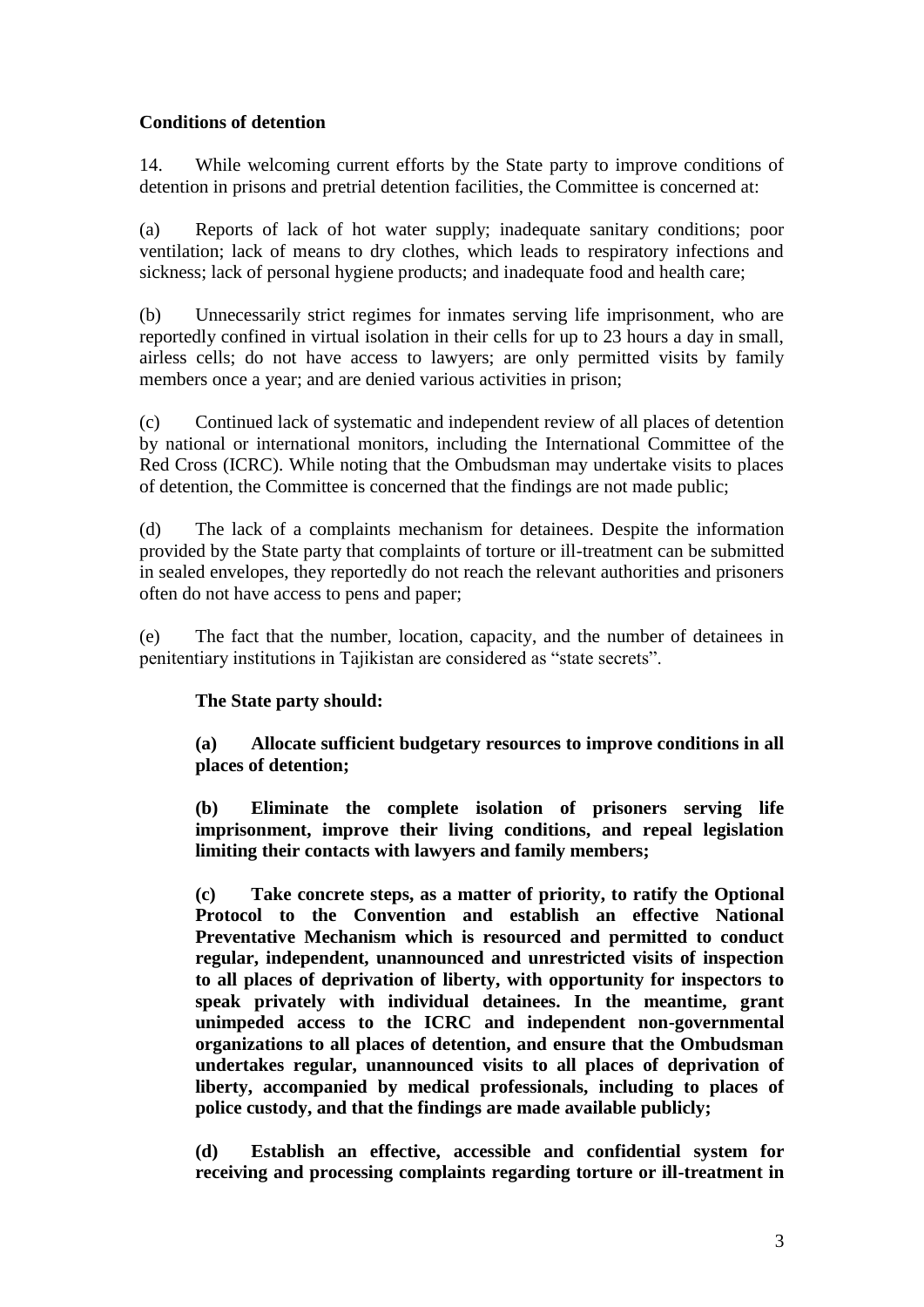**Conditions of detention**

14. While welcoming current efforts by the State party to improve conditions of detention in prisons and pretrial detention facilities, the Committee is concerned at:

(a) Reports of lack of hot water supply; inadequate sanitary conditions; poor ventilation; lack of means to dry clothes, which leads to respiratory infections and sickness; lack of personal hygiene products; and inadequate food and health care;

(b) Unnecessarily strict regimes for inmates serving life imprisonment, who are reportedly confined in virtual isolation in their cells for up to 23 hours a day in small, airless cells; do not have access to lawyers; are only permitted visits by family members once a year; and are denied various activities in prison;

(c) Continued lack of systematic and independent review of all places of detention by national or international monitors, including the International Committee of the Red Cross (ICRC). While noting that the Ombudsman may undertake visits to places of detention, the Committee is concerned that the findings are not made public;

(d) The lack of a complaints mechanism for detainees. Despite the information provided by the State party that complaints of torture or ill-treatment can be submitted in sealed envelopes, they reportedly do not reach the relevant authorities and prisoners often do not have access to pens and paper;

(e) The fact that the number, location, capacity, and the number of detainees in penitentiary institutions in Tajikistan are considered as "state secrets".

**The State party should:**

**(a) Allocate sufficient budgetary resources to improve conditions in all places of detention;**

**(b) Eliminate the complete isolation of prisoners serving life imprisonment, improve their living conditions, and repeal legislation limiting their contacts with lawyers and family members;**

**(c) Take concrete steps, as a matter of priority, to ratify the Optional Protocol to the Convention and establish an effective National Preventative Mechanism which is resourced and permitted to conduct regular, independent, unannounced and unrestricted visits of inspection to all places of deprivation of liberty, with opportunity for inspectors to speak privately with individual detainees. In the meantime, grant unimpeded access to the ICRC and independent non-governmental organizations to all places of detention, and ensure that the Ombudsman undertakes regular, unannounced visits to all places of deprivation of liberty, accompanied by medical professionals, including to places of police custody, and that the findings are made available publicly;**

**(d) Establish an effective, accessible and confidential system for receiving and processing complaints regarding torture or ill-treatment in**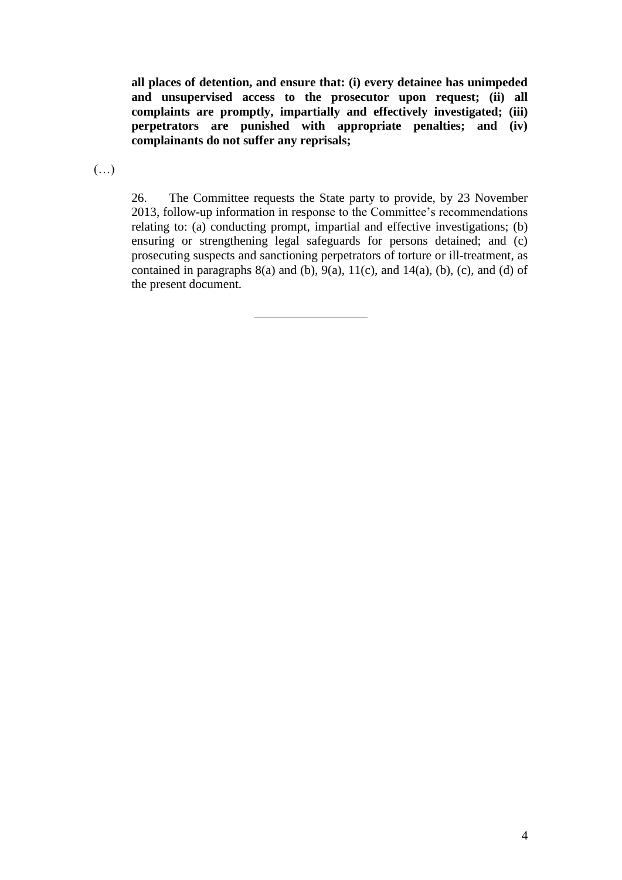**all places of detention, and ensure that: (i) every detainee has unimpeded and unsupervised access to the prosecutor upon request; (ii) all complaints are promptly, impartially and effectively investigated; (iii) perpetrators are punished with appropriate penalties; and (iv) complainants do not suffer any reprisals;**

(…)

26. The Committee requests the State party to provide, by 23 November 2013, follow-up information in response to the Committee's recommendations relating to: (a) conducting prompt, impartial and effective investigations; (b) ensuring or strengthening legal safeguards for persons detained; and (c) prosecuting suspects and sanctioning perpetrators of torture or ill-treatment, as contained in paragraphs 8(a) and (b), 9(a), 11(c), and 14(a), (b), (c), and (d) of the present document.